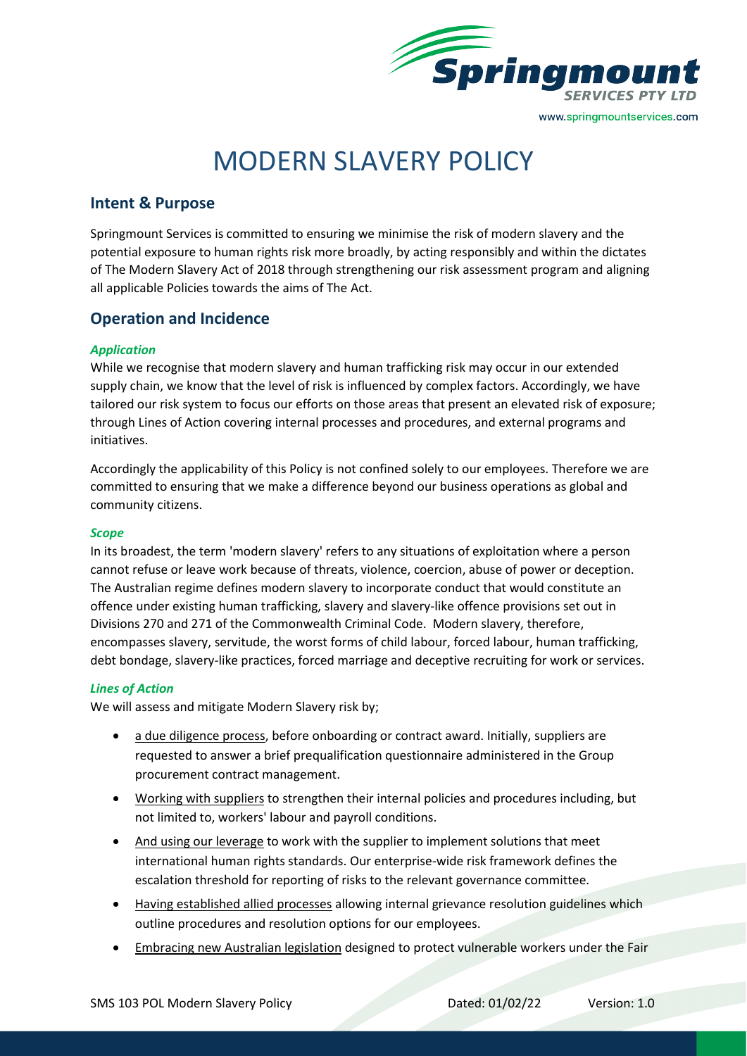# MODERN SLAVERY POLICY

## Intent & Purpose

Springmount Services is committed to ensuring we minimise the risk of modern slavery and the potential exposure to human rights risk more broadly, by acting responsibly and within the dictates of The Modern Slavery Act of 2018 through strengthening our risk assessment program and aligning all applicable Policies towards the aims of The Act.

## Operation and Incidence

### *Application*

While we recognise that modern slavery and human trafficking risk may occur in our extended supply chain, we know that the level of risk is influenced by complex factors. Accordingly, we have tailored our risk system to focus our efforts on those areas that present an elevated risk of exposure; through Lines of Action covering internal processes and procedures, and external programs and initiatives.

Accordingly the applicability of this Policy is not confined solely to our employees. Therefore we are committed to ensuring that we make a difference beyond our business operations as global and community citizens.

### *Scope*

In its broadest, the term 'modern slavery' refers to any situations of exploitation where a person cannot refuse or leave work because of threats, violence, coercion, abuse of power or deception. The Australian regime defines modern slavery to incorporate conduct that would constitute an offence under existing human trafficking, slavery and slavery-like offence provisions set out in Divisions 270 and 271 of the Commonwealth Criminal Code. Modern slavery, therefore, encompasses slavery, servitude, the worst forms of child labour, forced labour, human trafficking, debt bondage, slavery-like practices, forced marriage and deceptive recruiting for work or services.

### *Lines of Action*

We will assess and mitigate Modern Slavery risk by;

- <u>a due diligence process</u>, before onboarding or contract award. Initially, suppliers are requested to answer a brief prequalification questionnaire administered in the Group procurement contract management.
- <u>Working with suppliers</u> to strengthen their internal policies and procedures including, but not limited to, workers' labour and payroll conditions.
- <u>And using our leverage</u> to work with the supplier to implement solutions that meet international human rights standards. Our enterprise-wide risk framework defines the escalation threshold for reporting of risks to the relevant governance committee.
- <u>Having established allied processes</u> allowing internal grievance resolution guidelines which outline procedures and resolution options for our employees.
- <u>Embracing new Australian legislation</u> designed to protect vulnerable workers under the Fair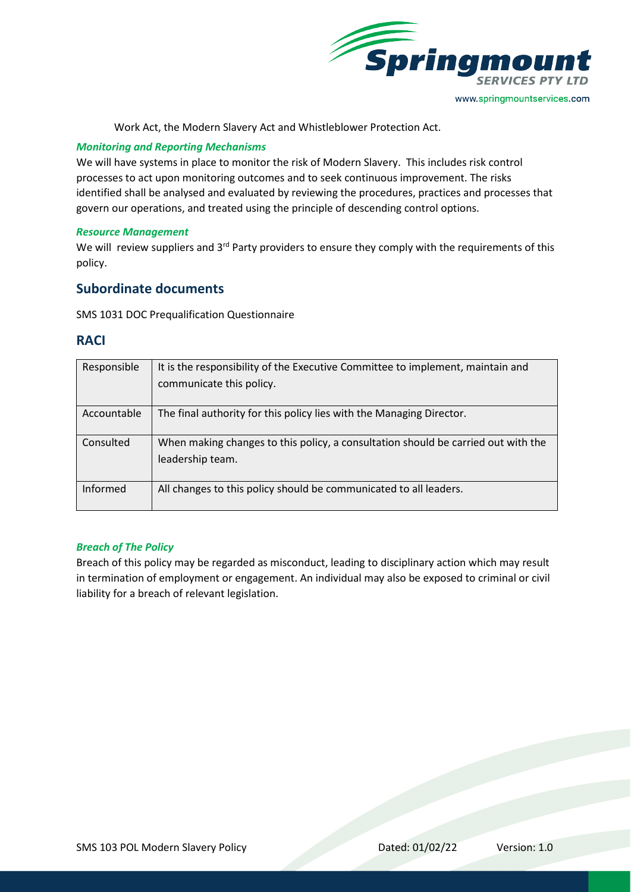Work Act, the Modern Slavery Act and Whistleblower Protection Act.

#### *Monitoring and Reporting Mechanisms*

We will have systems in place to monitor the risk of Modern Slavery. This includes risk control processes to act upon monitoring outcomes and to seek continuous improvement. The risks identified shall be analysed and evaluated by reviewing the procedures, practices and processes that govern our operations, and treated using the principle of descending control options.

#### *Resource Management*

We will review suppliers and 3rd Party providers to ensure they comply with the requirements of this policy.

## Subordinate documents

SMS 1031 DOC Prequalification Questionnaire

## RACI

| | |
|---|---|
| Responsible | It is the responsibility of the Executive Committee to implement, maintain and communicate this policy. |
| Accountable | The final authority for this policy lies with the Managing Director. |
| Consulted | When making changes to this policy, a consultation should be carried out with the leadership team. |
| Informed | All changes to this policy should be communicated to all leaders. |

#### *Breach of The Policy*

Breach of this policy may be regarded as misconduct, leading to disciplinary action which may result in termination of employment or engagement. An individual may also be exposed to criminal or civil liability for a breach of relevant legislation.